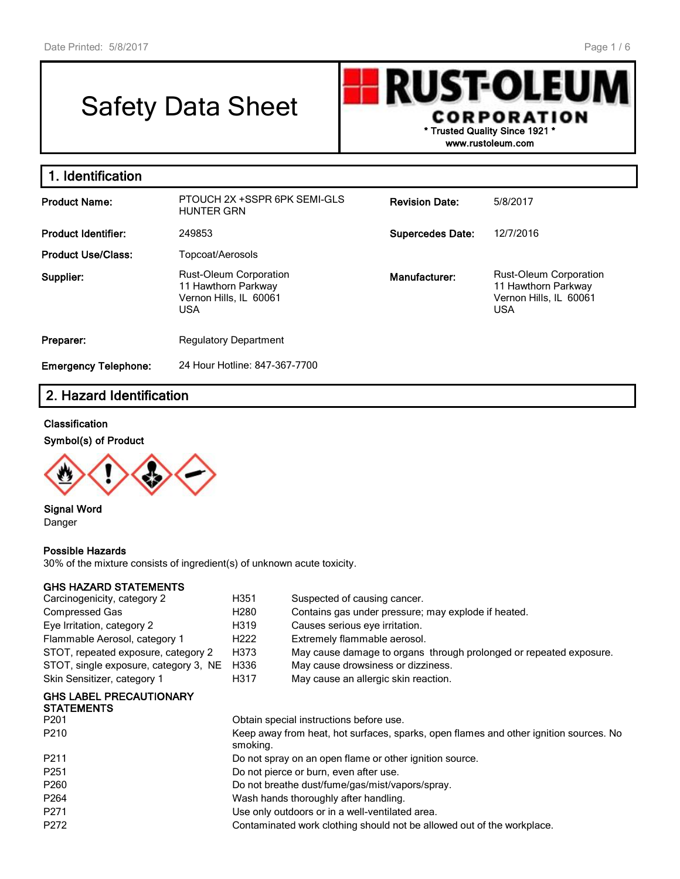# Safety Data Sheet

**RUST-OLEUM CORPORATION**
\* Trusted Quality Since 1921 \*
www.rustoleum.com

## 1. Identification

| | | | |
|---|---|---|---|
| **Product Name:** | PTOUCH 2X +SSPR 6PK SEMI-GLS HUNTER GRN | **Revision Date:** | 5/8/2017 |
| **Product Identifier:** | 249853 | **Supercedes Date:** | 12/7/2016 |
| **Product Use/Class:** | Topcoat/Aerosols | | |
| **Supplier:** | Rust-Oleum Corporation<br>11 Hawthorn Parkway<br>Vernon Hills, IL 60061<br>USA | **Manufacturer:** | Rust-Oleum Corporation<br>11 Hawthorn Parkway<br>Vernon Hills, IL 60061<br>USA |
| **Preparer:** | Regulatory Department | | |
| **Emergency Telephone:** | 24 Hour Hotline: 847-367-7700 | | |

## 2. Hazard Identification

**Classification**

**Symbol(s) of Product**

**Signal Word**
Danger

**Possible Hazards**
30% of the mixture consists of ingredient(s) of unknown acute toxicity.

**GHS HAZARD STATEMENTS**

| | | |
|---|---|---|
| Carcinogenicity, category 2 | H351 | Suspected of causing cancer. |
| Compressed Gas | H280 | Contains gas under pressure; may explode if heated. |
| Eye Irritation, category 2 | H319 | Causes serious eye irritation. |
| Flammable Aerosol, category 1 | H222 | Extremely flammable aerosol. |
| STOT, repeated exposure, category 2 | H373 | May cause damage to organs through prolonged or repeated exposure. |
| STOT, single exposure, category 3, NE | H336 | May cause drowsiness or dizziness. |
| Skin Sensitizer, category 1 | H317 | May cause an allergic skin reaction. |

**GHS LABEL PRECAUTIONARY STATEMENTS**

| | |
|---|---|
| P201 | Obtain special instructions before use. |
| P210 | Keep away from heat, hot surfaces, sparks, open flames and other ignition sources. No smoking. |
| P211 | Do not spray on an open flame or other ignition source. |
| P251 | Do not pierce or burn, even after use. |
| P260 | Do not breathe dust/fume/gas/mist/vapors/spray. |
| P264 | Wash hands thoroughly after handling. |
| P271 | Use only outdoors or in a well-ventilated area. |
| P272 | Contaminated work clothing should not be allowed out of the workplace. |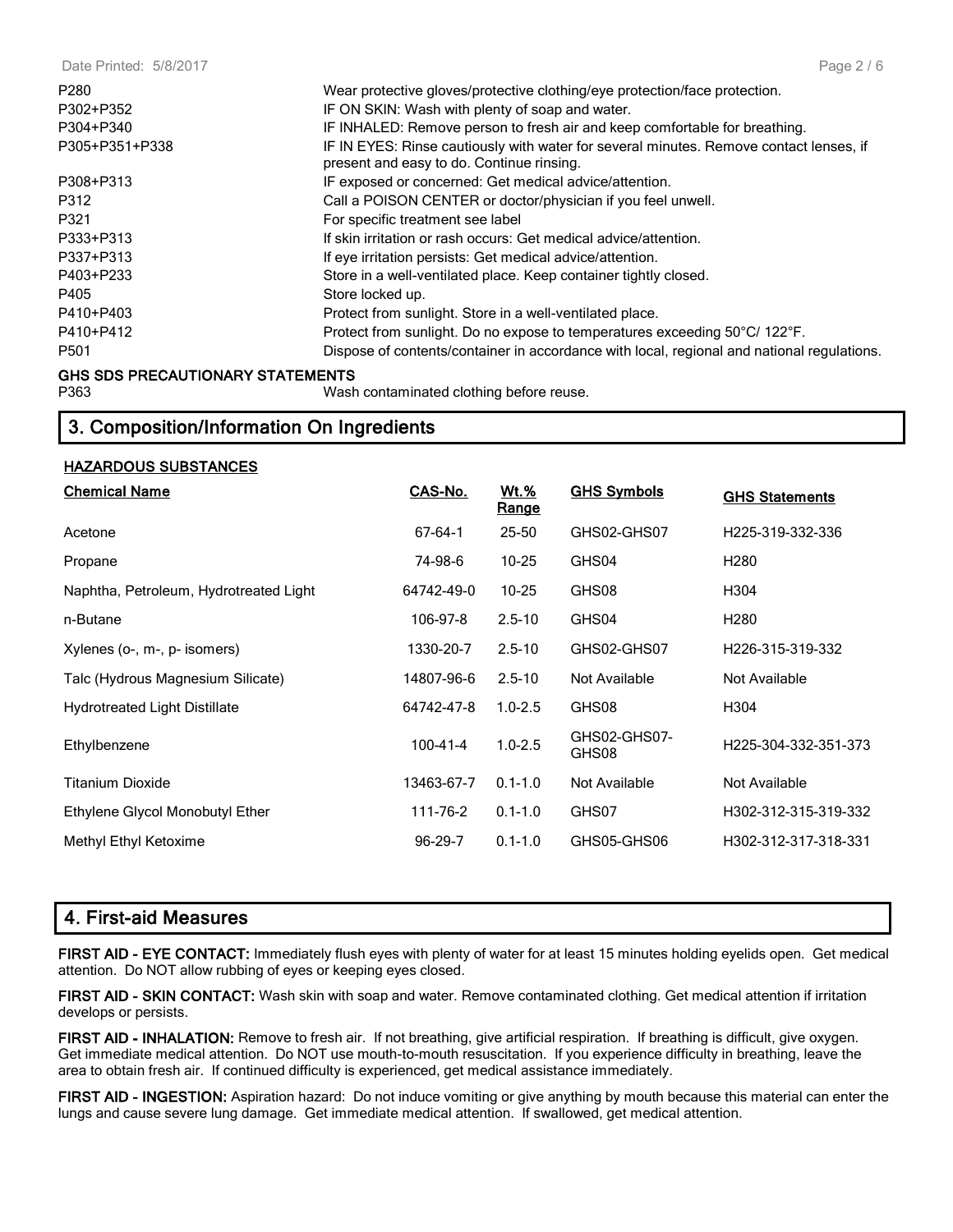| | |
|---|---|
| P280 | Wear protective gloves/protective clothing/eye protection/face protection. |
| P302+P352 | IF ON SKIN: Wash with plenty of soap and water. |
| P304+P340 | IF INHALED: Remove person to fresh air and keep comfortable for breathing. |
| P305+P351+P338 | IF IN EYES: Rinse cautiously with water for several minutes. Remove contact lenses, if present and easy to do. Continue rinsing. |
| P308+P313 | IF exposed or concerned: Get medical advice/attention. |
| P312 | Call a POISON CENTER or doctor/physician if you feel unwell. |
| P321 | For specific treatment see label |
| P333+P313 | If skin irritation or rash occurs: Get medical advice/attention. |
| P337+P313 | If eye irritation persists: Get medical advice/attention. |
| P403+P233 | Store in a well-ventilated place. Keep container tightly closed. |
| P405 | Store locked up. |
| P410+P403 | Protect from sunlight. Store in a well-ventilated place. |
| P410+P412 | Protect from sunlight. Do no expose to temperatures exceeding 50°C/ 122°F. |
| P501 | Dispose of contents/container in accordance with local, regional and national regulations. |

**GHS SDS PRECAUTIONARY STATEMENTS**

| | |
|---|---|
| P363 | Wash contaminated clothing before reuse. |

## 3. Composition/Information On Ingredients

**HAZARDOUS SUBSTANCES**

| Chemical Name | CAS-No. | Wt.% Range | GHS Symbols | GHS Statements |
|---|---|---|---|---|
| Acetone | 67-64-1 | 25-50 | GHS02-GHS07 | H225-319-332-336 |
| Propane | 74-98-6 | 10-25 | GHS04 | H280 |
| Naphtha, Petroleum, Hydrotreated Light | 64742-49-0 | 10-25 | GHS08 | H304 |
| n-Butane | 106-97-8 | 2.5-10 | GHS04 | H280 |
| Xylenes (o-, m-, p- isomers) | 1330-20-7 | 2.5-10 | GHS02-GHS07 | H226-315-319-332 |
| Talc (Hydrous Magnesium Silicate) | 14807-96-6 | 2.5-10 | Not Available | Not Available |
| Hydrotreated Light Distillate | 64742-47-8 | 1.0-2.5 | GHS08 | H304 |
| Ethylbenzene | 100-41-4 | 1.0-2.5 | GHS02-GHS07-GHS08 | H225-304-332-351-373 |
| Titanium Dioxide | 13463-67-7 | 0.1-1.0 | Not Available | Not Available |
| Ethylene Glycol Monobutyl Ether | 111-76-2 | 0.1-1.0 | GHS07 | H302-312-315-319-332 |
| Methyl Ethyl Ketoxime | 96-29-7 | 0.1-1.0 | GHS05-GHS06 | H302-312-317-318-331 |

## 4. First-aid Measures

**FIRST AID - EYE CONTACT:** Immediately flush eyes with plenty of water for at least 15 minutes holding eyelids open. Get medical attention. Do NOT allow rubbing of eyes or keeping eyes closed.

**FIRST AID - SKIN CONTACT:** Wash skin with soap and water. Remove contaminated clothing. Get medical attention if irritation develops or persists.

**FIRST AID - INHALATION:** Remove to fresh air. If not breathing, give artificial respiration. If breathing is difficult, give oxygen. Get immediate medical attention. Do NOT use mouth-to-mouth resuscitation. If you experience difficulty in breathing, leave the area to obtain fresh air. If continued difficulty is experienced, get medical assistance immediately.

**FIRST AID - INGESTION:** Aspiration hazard: Do not induce vomiting or give anything by mouth because this material can enter the lungs and cause severe lung damage. Get immediate medical attention. If swallowed, get medical attention.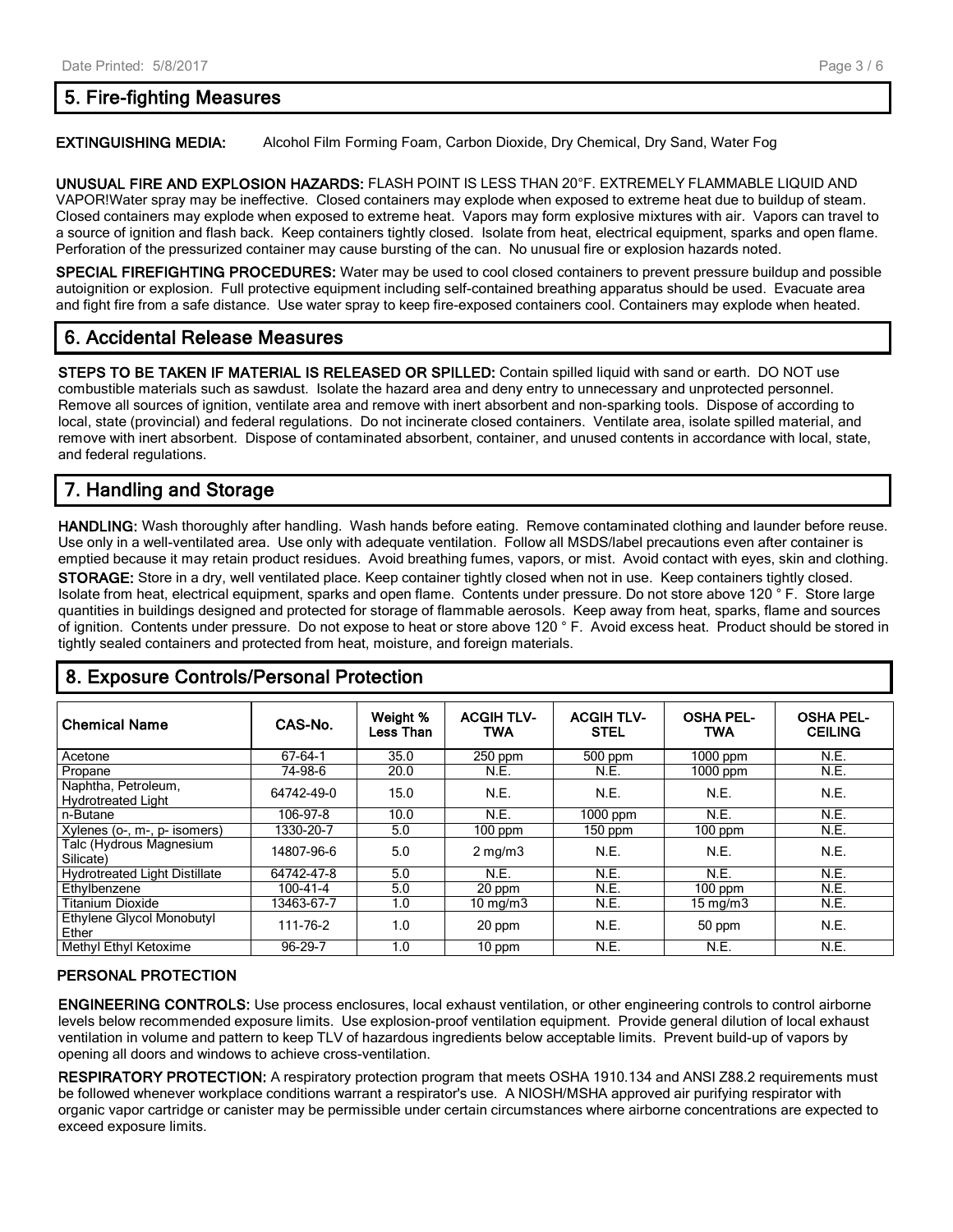## 5. Fire-fighting Measures

**EXTINGUISHING MEDIA:** Alcohol Film Forming Foam, Carbon Dioxide, Dry Chemical, Dry Sand, Water Fog

**UNUSUAL FIRE AND EXPLOSION HAZARDS:** FLASH POINT IS LESS THAN 20°F. EXTREMELY FLAMMABLE LIQUID AND VAPOR!Water spray may be ineffective. Closed containers may explode when exposed to extreme heat due to buildup of steam. Closed containers may explode when exposed to extreme heat. Vapors may form explosive mixtures with air. Vapors can travel to a source of ignition and flash back. Keep containers tightly closed. Isolate from heat, electrical equipment, sparks and open flame. Perforation of the pressurized container may cause bursting of the can. No unusual fire or explosion hazards noted.

**SPECIAL FIREFIGHTING PROCEDURES:** Water may be used to cool closed containers to prevent pressure buildup and possible autoignition or explosion. Full protective equipment including self-contained breathing apparatus should be used. Evacuate area and fight fire from a safe distance. Use water spray to keep fire-exposed containers cool. Containers may explode when heated.

## 6. Accidental Release Measures

**STEPS TO BE TAKEN IF MATERIAL IS RELEASED OR SPILLED:** Contain spilled liquid with sand or earth. DO NOT use combustible materials such as sawdust. Isolate the hazard area and deny entry to unnecessary and unprotected personnel. Remove all sources of ignition, ventilate area and remove with inert absorbent and non-sparking tools. Dispose of according to local, state (provincial) and federal regulations. Do not incinerate closed containers. Ventilate area, isolate spilled material, and remove with inert absorbent. Dispose of contaminated absorbent, container, and unused contents in accordance with local, state, and federal regulations.

## 7. Handling and Storage

**HANDLING:** Wash thoroughly after handling. Wash hands before eating. Remove contaminated clothing and launder before reuse. Use only in a well-ventilated area. Use only with adequate ventilation. Follow all MSDS/label precautions even after container is emptied because it may retain product residues. Avoid breathing fumes, vapors, or mist. Avoid contact with eyes, skin and clothing.

**STORAGE:** Store in a dry, well ventilated place. Keep container tightly closed when not in use. Keep containers tightly closed. Isolate from heat, electrical equipment, sparks and open flame. Contents under pressure. Do not store above 120 ° F. Store large quantities in buildings designed and protected for storage of flammable aerosols. Keep away from heat, sparks, flame and sources of ignition. Contents under pressure. Do not expose to heat or store above 120 ° F. Avoid excess heat. Product should be stored in tightly sealed containers and protected from heat, moisture, and foreign materials.

## 8. Exposure Controls/Personal Protection

| Chemical Name | CAS-No. | Weight % Less Than | ACGIH TLV-TWA | ACGIH TLV-STEL | OSHA PEL-TWA | OSHA PEL-CEILING |
|---|---|---|---|---|---|---|
| Acetone | 67-64-1 | 35.0 | 250 ppm | 500 ppm | 1000 ppm | N.E. |
| Propane | 74-98-6 | 20.0 | N.E. | N.E. | 1000 ppm | N.E. |
| Naphtha, Petroleum, Hydrotreated Light | 64742-49-0 | 15.0 | N.E. | N.E. | N.E. | N.E. |
| n-Butane | 106-97-8 | 10.0 | N.E. | 1000 ppm | N.E. | N.E. |
| Xylenes (o-, m-, p- isomers) | 1330-20-7 | 5.0 | 100 ppm | 150 ppm | 100 ppm | N.E. |
| Talc (Hydrous Magnesium Silicate) | 14807-96-6 | 5.0 | 2 mg/m3 | N.E. | N.E. | N.E. |
| Hydrotreated Light Distillate | 64742-47-8 | 5.0 | N.E. | N.E. | N.E. | N.E. |
| Ethylbenzene | 100-41-4 | 5.0 | 20 ppm | N.E. | 100 ppm | N.E. |
| Titanium Dioxide | 13463-67-7 | 1.0 | 10 mg/m3 | N.E. | 15 mg/m3 | N.E. |
| Ethylene Glycol Monobutyl Ether | 111-76-2 | 1.0 | 20 ppm | N.E. | 50 ppm | N.E. |
| Methyl Ethyl Ketoxime | 96-29-7 | 1.0 | 10 ppm | N.E. | N.E. | N.E. |

### PERSONAL PROTECTION

**ENGINEERING CONTROLS:** Use process enclosures, local exhaust ventilation, or other engineering controls to control airborne levels below recommended exposure limits. Use explosion-proof ventilation equipment. Provide general dilution of local exhaust ventilation in volume and pattern to keep TLV of hazardous ingredients below acceptable limits. Prevent build-up of vapors by opening all doors and windows to achieve cross-ventilation.

**RESPIRATORY PROTECTION:** A respiratory protection program that meets OSHA 1910.134 and ANSI Z88.2 requirements must be followed whenever workplace conditions warrant a respirator's use. A NIOSH/MSHA approved air purifying respirator with organic vapor cartridge or canister may be permissible under certain circumstances where airborne concentrations are expected to exceed exposure limits.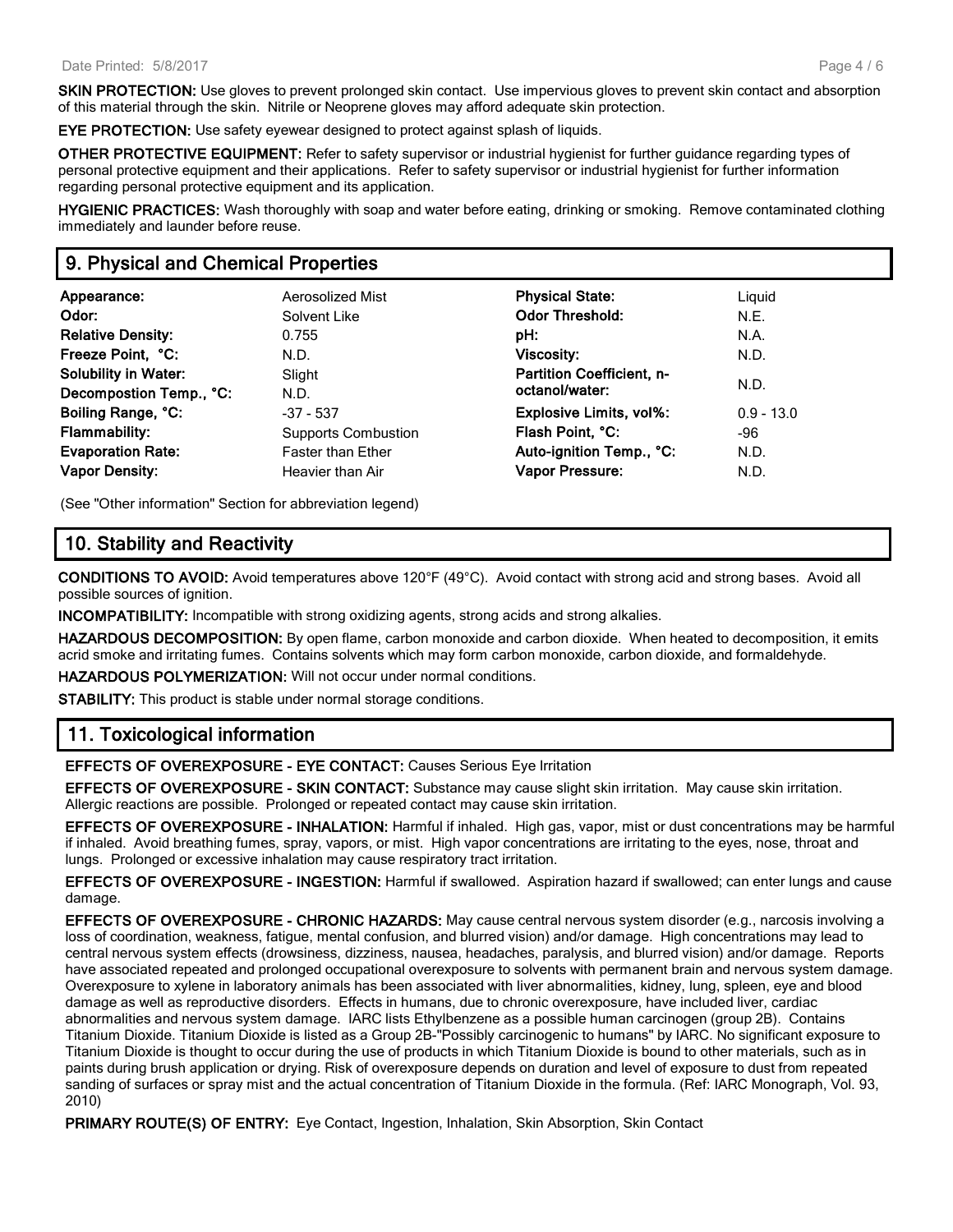**SKIN PROTECTION:** Use gloves to prevent prolonged skin contact. Use impervious gloves to prevent skin contact and absorption of this material through the skin. Nitrile or Neoprene gloves may afford adequate skin protection.

**EYE PROTECTION:** Use safety eyewear designed to protect against splash of liquids.

**OTHER PROTECTIVE EQUIPMENT:** Refer to safety supervisor or industrial hygienist for further guidance regarding types of personal protective equipment and their applications. Refer to safety supervisor or industrial hygienist for further information regarding personal protective equipment and its application.

**HYGIENIC PRACTICES:** Wash thoroughly with soap and water before eating, drinking or smoking. Remove contaminated clothing immediately and launder before reuse.

## 9. Physical and Chemical Properties

| | | | |
|---|---|---|---|
| **Appearance:** | Aerosolized Mist | **Physical State:** | Liquid |
| **Odor:** | Solvent Like | **Odor Threshold:** | N.E. |
| **Relative Density:** | 0.755 | **pH:** | N.A. |
| **Freeze Point, °C:** | N.D. | **Viscosity:** | N.D. |
| **Solubility in Water:** | Slight | **Partition Coefficient, n-octanol/water:** | N.D. |
| **Decompostion Temp., °C:** | N.D. | | |
| **Boiling Range, °C:** | -37 - 537 | **Explosive Limits, vol%:** | 0.9 - 13.0 |
| **Flammability:** | Supports Combustion | **Flash Point, °C:** | -96 |
| **Evaporation Rate:** | Faster than Ether | **Auto-ignition Temp., °C:** | N.D. |
| **Vapor Density:** | Heavier than Air | **Vapor Pressure:** | N.D. |

(See "Other information" Section for abbreviation legend)

## 10. Stability and Reactivity

**CONDITIONS TO AVOID:** Avoid temperatures above 120°F (49°C). Avoid contact with strong acid and strong bases. Avoid all possible sources of ignition.

**INCOMPATIBILITY:** Incompatible with strong oxidizing agents, strong acids and strong alkalies.

**HAZARDOUS DECOMPOSITION:** By open flame, carbon monoxide and carbon dioxide. When heated to decomposition, it emits acrid smoke and irritating fumes. Contains solvents which may form carbon monoxide, carbon dioxide, and formaldehyde.

**HAZARDOUS POLYMERIZATION:** Will not occur under normal conditions.

**STABILITY:** This product is stable under normal storage conditions.

## 11. Toxicological information

**EFFECTS OF OVEREXPOSURE - EYE CONTACT:** Causes Serious Eye Irritation

**EFFECTS OF OVEREXPOSURE - SKIN CONTACT:** Substance may cause slight skin irritation. May cause skin irritation. Allergic reactions are possible. Prolonged or repeated contact may cause skin irritation.

**EFFECTS OF OVEREXPOSURE - INHALATION:** Harmful if inhaled. High gas, vapor, mist or dust concentrations may be harmful if inhaled. Avoid breathing fumes, spray, vapors, or mist. High vapor concentrations are irritating to the eyes, nose, throat and lungs. Prolonged or excessive inhalation may cause respiratory tract irritation.

**EFFECTS OF OVEREXPOSURE - INGESTION:** Harmful if swallowed. Aspiration hazard if swallowed; can enter lungs and cause damage.

**EFFECTS OF OVEREXPOSURE - CHRONIC HAZARDS:** May cause central nervous system disorder (e.g., narcosis involving a loss of coordination, weakness, fatigue, mental confusion, and blurred vision) and/or damage. High concentrations may lead to central nervous system effects (drowsiness, dizziness, nausea, headaches, paralysis, and blurred vision) and/or damage. Reports have associated repeated and prolonged occupational overexposure to solvents with permanent brain and nervous system damage. Overexposure to xylene in laboratory animals has been associated with liver abnormalities, kidney, lung, spleen, eye and blood damage as well as reproductive disorders. Effects in humans, due to chronic overexposure, have included liver, cardiac abnormalities and nervous system damage. IARC lists Ethylbenzene as a possible human carcinogen (group 2B). Contains Titanium Dioxide. Titanium Dioxide is listed as a Group 2B-"Possibly carcinogenic to humans" by IARC. No significant exposure to Titanium Dioxide is thought to occur during the use of products in which Titanium Dioxide is bound to other materials, such as in paints during brush application or drying. Risk of overexposure depends on duration and level of exposure to dust from repeated sanding of surfaces or spray mist and the actual concentration of Titanium Dioxide in the formula. (Ref: IARC Monograph, Vol. 93, 2010)

**PRIMARY ROUTE(S) OF ENTRY:** Eye Contact, Ingestion, Inhalation, Skin Absorption, Skin Contact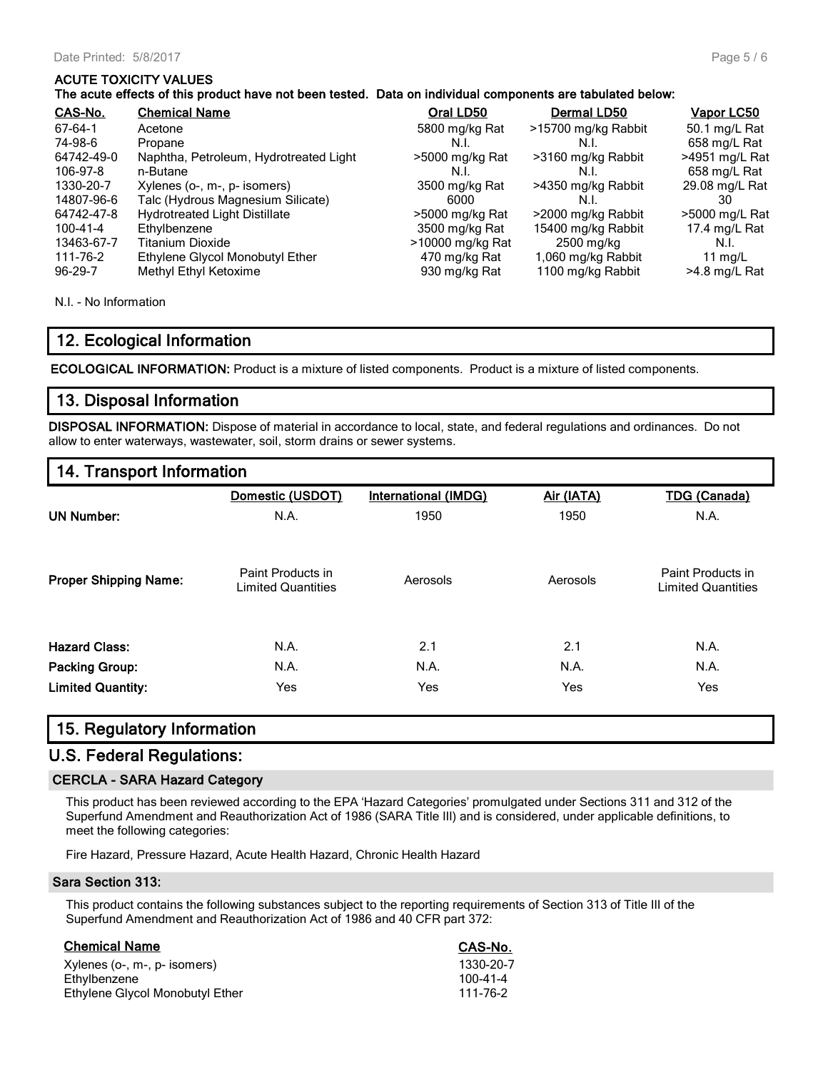**ACUTE TOXICITY VALUES**

**The acute effects of this product have not been tested. Data on individual components are tabulated below:**

| CAS-No. | Chemical Name | Oral LD50 | Dermal LD50 | Vapor LC50 |
|---|---|---|---|---|
| 67-64-1 | Acetone | 5800 mg/kg Rat | >15700 mg/kg Rabbit | 50.1 mg/L Rat |
| 74-98-6 | Propane | N.I. | N.I. | 658 mg/L Rat |
| 64742-49-0 | Naphtha, Petroleum, Hydrotreated Light | >5000 mg/kg Rat | >3160 mg/kg Rabbit | >4951 mg/L Rat |
| 106-97-8 | n-Butane | N.I. | N.I. | 658 mg/L Rat |
| 1330-20-7 | Xylenes (o-, m-, p- isomers) | 3500 mg/kg Rat | >4350 mg/kg Rabbit | 29.08 mg/L Rat |
| 14807-96-6 | Talc (Hydrous Magnesium Silicate) | 6000 | N.I. | 30 |
| 64742-47-8 | Hydrotreated Light Distillate | >5000 mg/kg Rat | >2000 mg/kg Rabbit | >5000 mg/L Rat |
| 100-41-4 | Ethylbenzene | 3500 mg/kg Rat | 15400 mg/kg Rabbit | 17.4 mg/L Rat |
| 13463-67-7 | Titanium Dioxide | >10000 mg/kg Rat | 2500 mg/kg | N.I. |
| 111-76-2 | Ethylene Glycol Monobutyl Ether | 470 mg/kg Rat | 1,060 mg/kg Rabbit | 11 mg/L |
| 96-29-7 | Methyl Ethyl Ketoxime | 930 mg/kg Rat | 1100 mg/kg Rabbit | >4.8 mg/L Rat |

N.I. - No Information

## 12. Ecological Information

**ECOLOGICAL INFORMATION:** Product is a mixture of listed components. Product is a mixture of listed components.

## 13. Disposal Information

**DISPOSAL INFORMATION:** Dispose of material in accordance to local, state, and federal regulations and ordinances. Do not allow to enter waterways, wastewater, soil, storm drains or sewer systems.

## 14. Transport Information

| | Domestic (USDOT) | International (IMDG) | Air (IATA) | TDG (Canada) |
|---|---|---|---|---|
| **UN Number:** | N.A. | 1950 | 1950 | N.A. |
| **Proper Shipping Name:** | Paint Products in Limited Quantities | Aerosols | Aerosols | Paint Products in Limited Quantities |
| **Hazard Class:** | N.A. | 2.1 | 2.1 | N.A. |
| **Packing Group:** | N.A. | N.A. | N.A. | N.A. |
| **Limited Quantity:** | Yes | Yes | Yes | Yes |

## 15. Regulatory Information

## U.S. Federal Regulations:

### CERCLA - SARA Hazard Category

This product has been reviewed according to the EPA 'Hazard Categories' promulgated under Sections 311 and 312 of the Superfund Amendment and Reauthorization Act of 1986 (SARA Title III) and is considered, under applicable definitions, to meet the following categories:

Fire Hazard, Pressure Hazard, Acute Health Hazard, Chronic Health Hazard

### Sara Section 313:

This product contains the following substances subject to the reporting requirements of Section 313 of Title III of the Superfund Amendment and Reauthorization Act of 1986 and 40 CFR part 372:

| Chemical Name | CAS-No. |
|---|---|
| Xylenes (o-, m-, p- isomers) | 1330-20-7 |
| Ethylbenzene | 100-41-4 |
| Ethylene Glycol Monobutyl Ether | 111-76-2 |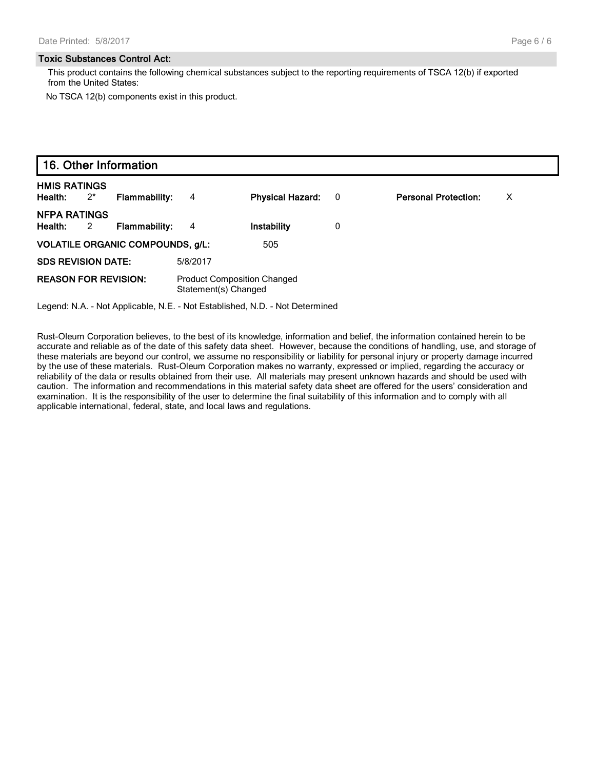**Toxic Substances Control Act:**

This product contains the following chemical substances subject to the reporting requirements of TSCA 12(b) if exported from the United States:

No TSCA 12(b) components exist in this product.

## 16. Other Information

**HMIS RATINGS**

| | | | | | | | |
|---|---|---|---|---|---|---|---|
| **Health:** | 2* | **Flammability:** | 4 | **Physical Hazard:** | 0 | **Personal Protection:** | X |

**NFPA RATINGS**

| | | | | | |
|---|---|---|---|---|---|
| **Health:** | 2 | **Flammability:** | 4 | **Instability** | 0 |

**VOLATILE ORGANIC COMPOUNDS, g/L:** 505

**SDS REVISION DATE:** 5/8/2017

**REASON FOR REVISION:** Product Composition Changed
Statement(s) Changed

Legend: N.A. - Not Applicable, N.E. - Not Established, N.D. - Not Determined

Rust-Oleum Corporation believes, to the best of its knowledge, information and belief, the information contained herein to be accurate and reliable as of the date of this safety data sheet. However, because the conditions of handling, use, and storage of these materials are beyond our control, we assume no responsibility or liability for personal injury or property damage incurred by the use of these materials. Rust-Oleum Corporation makes no warranty, expressed or implied, regarding the accuracy or reliability of the data or results obtained from their use. All materials may present unknown hazards and should be used with caution. The information and recommendations in this material safety data sheet are offered for the users' consideration and examination. It is the responsibility of the user to determine the final suitability of this information and to comply with all applicable international, federal, state, and local laws and regulations.